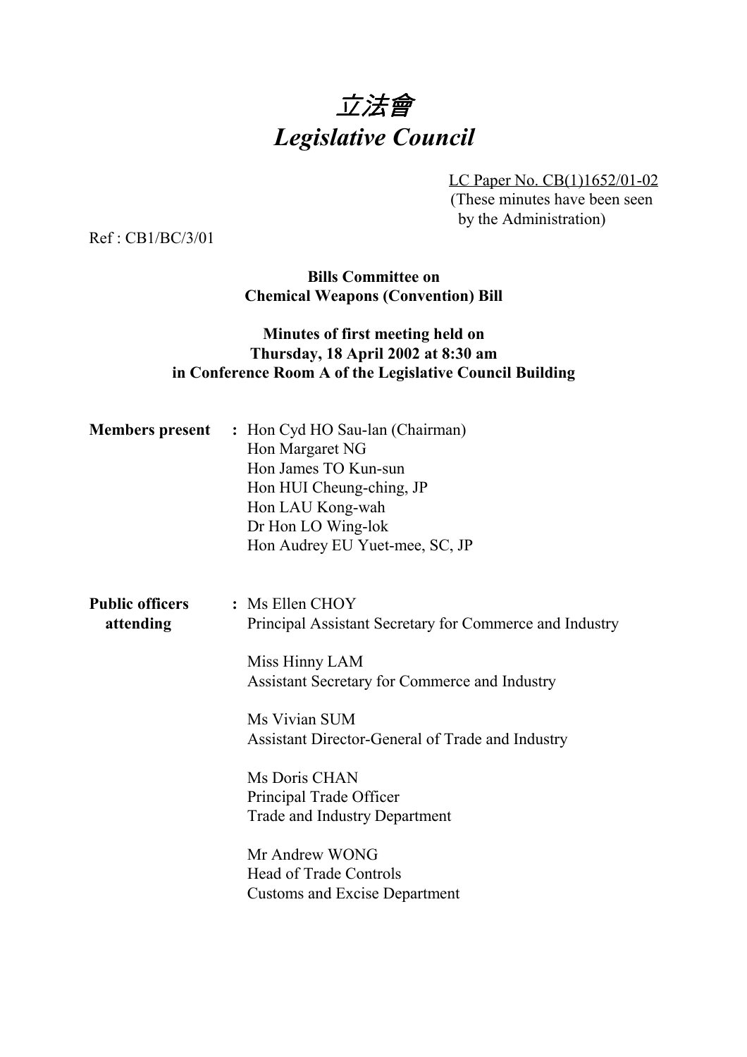# *立法會*
# *Legislative Council*

LC Paper No. CB(1)1652/01-02
(These minutes have been seen by the Administration)

Ref : CB1/BC/3/01

**Bills Committee on**
**Chemical Weapons (Convention) Bill**

**Minutes of first meeting held on**
**Thursday, 18 April 2002 at 8:30 am**
**in Conference Room A of the Legislative Council Building**

**Members present** : Hon Cyd HO Sau-lan (Chairman)
Hon Margaret NG
Hon James TO Kun-sun
Hon HUI Cheung-ching, JP
Hon LAU Kong-wah
Dr Hon LO Wing-lok
Hon Audrey EU Yuet-mee, SC, JP

**Public officers attending** : Ms Ellen CHOY
Principal Assistant Secretary for Commerce and Industry

Miss Hinny LAM
Assistant Secretary for Commerce and Industry

Ms Vivian SUM
Assistant Director-General of Trade and Industry

Ms Doris CHAN
Principal Trade Officer
Trade and Industry Department

Mr Andrew WONG
Head of Trade Controls
Customs and Excise Department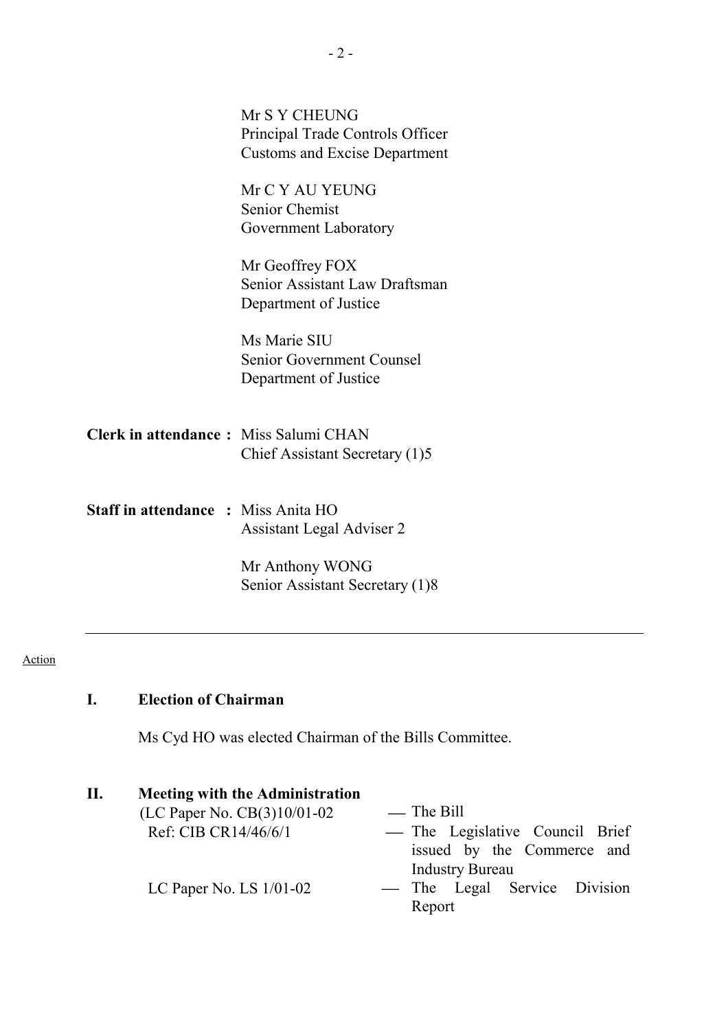Mr S Y CHEUNG
Principal Trade Controls Officer
Customs and Excise Department

Mr C Y AU YEUNG
Senior Chemist
Government Laboratory

Mr Geoffrey FOX
Senior Assistant Law Draftsman
Department of Justice

Ms Marie SIU
Senior Government Counsel
Department of Justice

**Clerk in attendance :** Miss Salumi CHAN
Chief Assistant Secretary (1)5

**Staff in attendance :** Miss Anita HO
Assistant Legal Adviser 2

Mr Anthony WONG
Senior Assistant Secretary (1)8

---

Action

## I. Election of Chairman

Ms Cyd HO was elected Chairman of the Bills Committee.

## II. Meeting with the Administration

(LC Paper No. CB(3)10/01-02 — The Bill
Ref: CIB CR14/46/6/1 — The Legislative Council Brief issued by the Commerce and Industry Bureau
LC Paper No. LS 1/01-02 — The Legal Service Division Report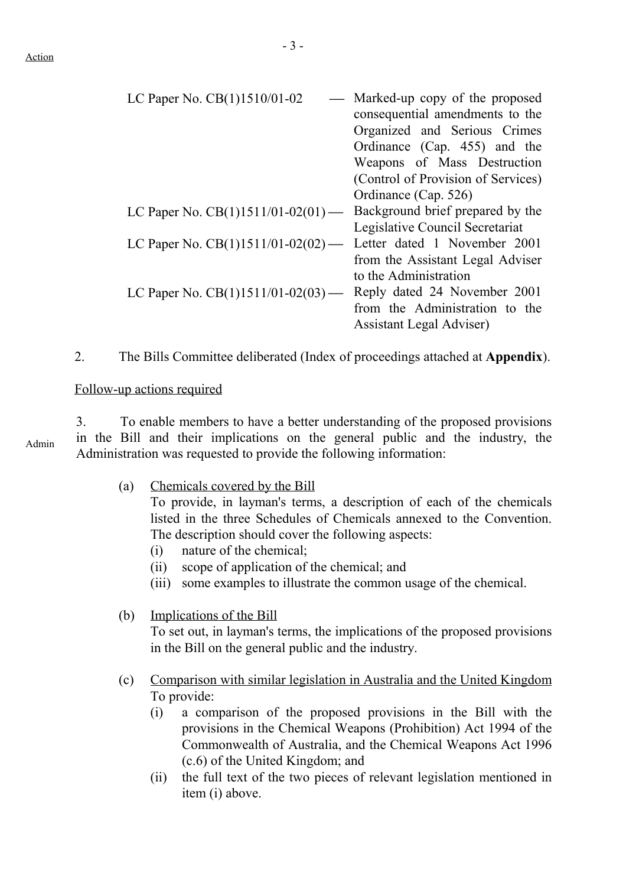Action

| | | |
|---|---|---|
| LC Paper No. CB(1)1510/01-02 | — | Marked-up copy of the proposed consequential amendments to the Organized and Serious Crimes Ordinance (Cap. 455) and the Weapons of Mass Destruction (Control of Provision of Services) Ordinance (Cap. 526) |
| LC Paper No. CB(1)1511/01-02(01) | — | Background brief prepared by the Legislative Council Secretariat |
| LC Paper No. CB(1)1511/01-02(02) | — | Letter dated 1 November 2001 from the Assistant Legal Adviser to the Administration |
| LC Paper No. CB(1)1511/01-02(03) | — | Reply dated 24 November 2001 from the Administration to the Assistant Legal Adviser) |

2. The Bills Committee deliberated (Index of proceedings attached at **Appendix**).

Follow-up actions required

Admin

3. To enable members to have a better understanding of the proposed provisions in the Bill and their implications on the general public and the industry, the Administration was requested to provide the following information:

(a) Chemicals covered by the Bill
To provide, in layman's terms, a description of each of the chemicals listed in the three Schedules of Chemicals annexed to the Convention. The description should cover the following aspects:
(i) nature of the chemical;
(ii) scope of application of the chemical; and
(iii) some examples to illustrate the common usage of the chemical.

(b) Implications of the Bill
To set out, in layman's terms, the implications of the proposed provisions in the Bill on the general public and the industry.

(c) Comparison with similar legislation in Australia and the United Kingdom
To provide:
(i) a comparison of the proposed provisions in the Bill with the provisions in the Chemical Weapons (Prohibition) Act 1994 of the Commonwealth of Australia, and the Chemical Weapons Act 1996 (c.6) of the United Kingdom; and
(ii) the full text of the two pieces of relevant legislation mentioned in item (i) above.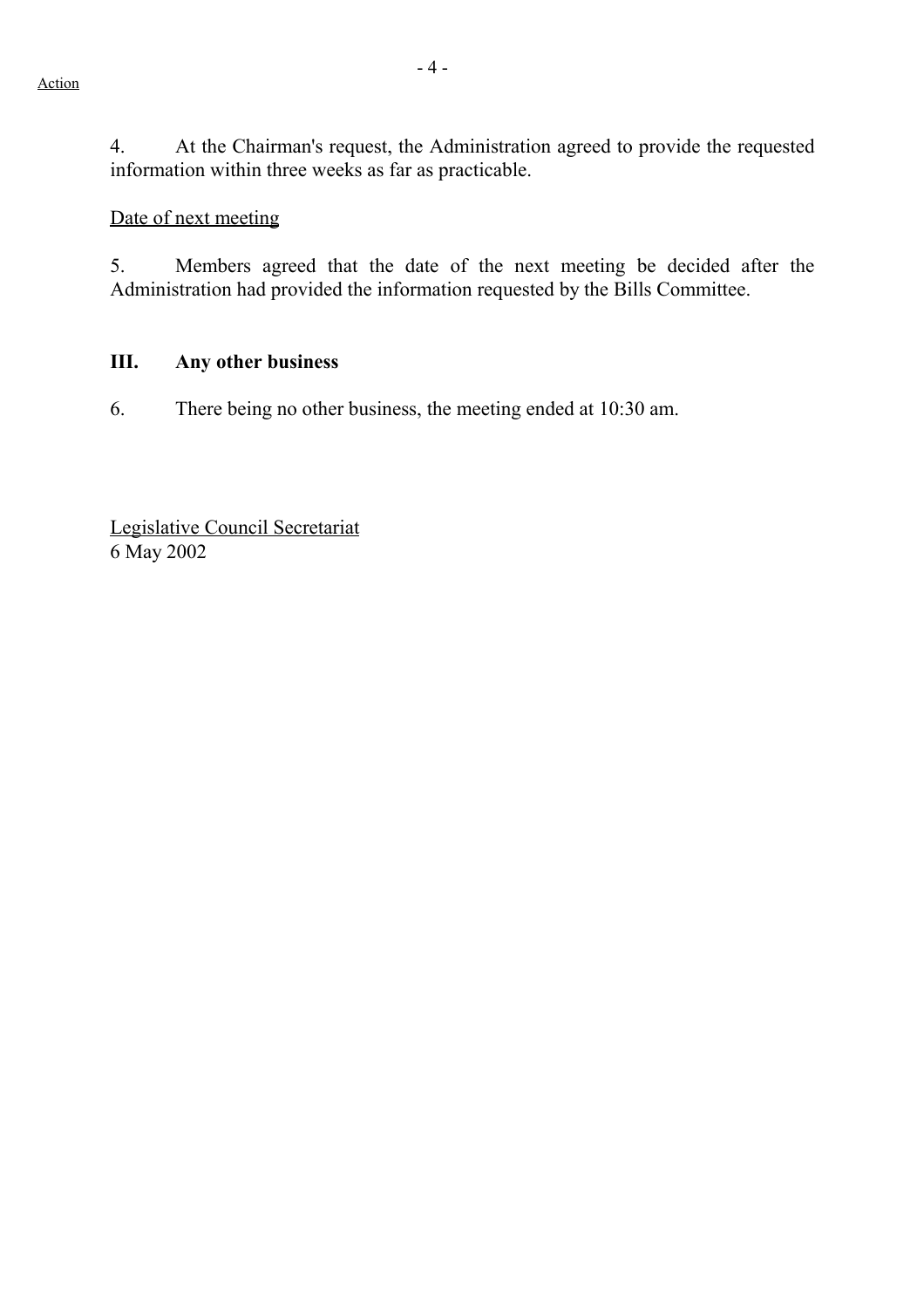Action

4. At the Chairman's request, the Administration agreed to provide the requested information within three weeks as far as practicable.

Date of next meeting

5. Members agreed that the date of the next meeting be decided after the Administration had provided the information requested by the Bills Committee.

## III. Any other business

6. There being no other business, the meeting ended at 10:30 am.

Legislative Council Secretariat
6 May 2002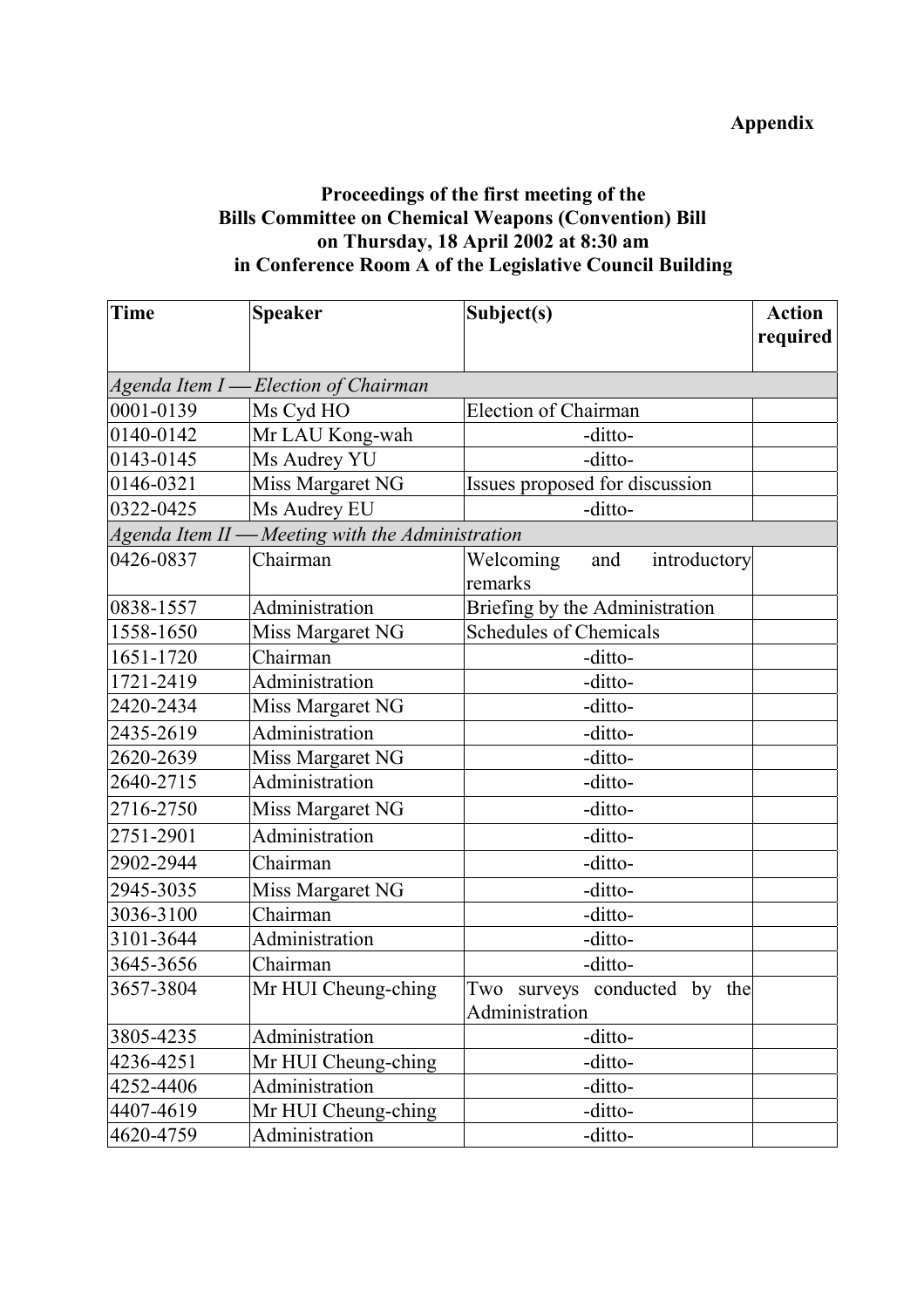**Appendix**

**Proceedings of the first meeting of the Bills Committee on Chemical Weapons (Convention) Bill on Thursday, 18 April 2002 at 8:30 am in Conference Room A of the Legislative Council Building**

| Time | Speaker | Subject(s) | Action required |
|---|---|---|---|
| *Agenda Item I — Election of Chairman* | | | |
| 0001-0139 | Ms Cyd HO | Election of Chairman | |
| 0140-0142 | Mr LAU Kong-wah | -ditto- | |
| 0143-0145 | Ms Audrey YU | -ditto- | |
| 0146-0321 | Miss Margaret NG | Issues proposed for discussion | |
| 0322-0425 | Ms Audrey EU | -ditto- | |
| *Agenda Item II — Meeting with the Administration* | | | |
| 0426-0837 | Chairman | Welcoming and introductory remarks | |
| 0838-1557 | Administration | Briefing by the Administration | |
| 1558-1650 | Miss Margaret NG | Schedules of Chemicals | |
| 1651-1720 | Chairman | -ditto- | |
| 1721-2419 | Administration | -ditto- | |
| 2420-2434 | Miss Margaret NG | -ditto- | |
| 2435-2619 | Administration | -ditto- | |
| 2620-2639 | Miss Margaret NG | -ditto- | |
| 2640-2715 | Administration | -ditto- | |
| 2716-2750 | Miss Margaret NG | -ditto- | |
| 2751-2901 | Administration | -ditto- | |
| 2902-2944 | Chairman | -ditto- | |
| 2945-3035 | Miss Margaret NG | -ditto- | |
| 3036-3100 | Chairman | -ditto- | |
| 3101-3644 | Administration | -ditto- | |
| 3645-3656 | Chairman | -ditto- | |
| 3657-3804 | Mr HUI Cheung-ching | Two surveys conducted by the Administration | |
| 3805-4235 | Administration | -ditto- | |
| 4236-4251 | Mr HUI Cheung-ching | -ditto- | |
| 4252-4406 | Administration | -ditto- | |
| 4407-4619 | Mr HUI Cheung-ching | -ditto- | |
| 4620-4759 | Administration | -ditto- | |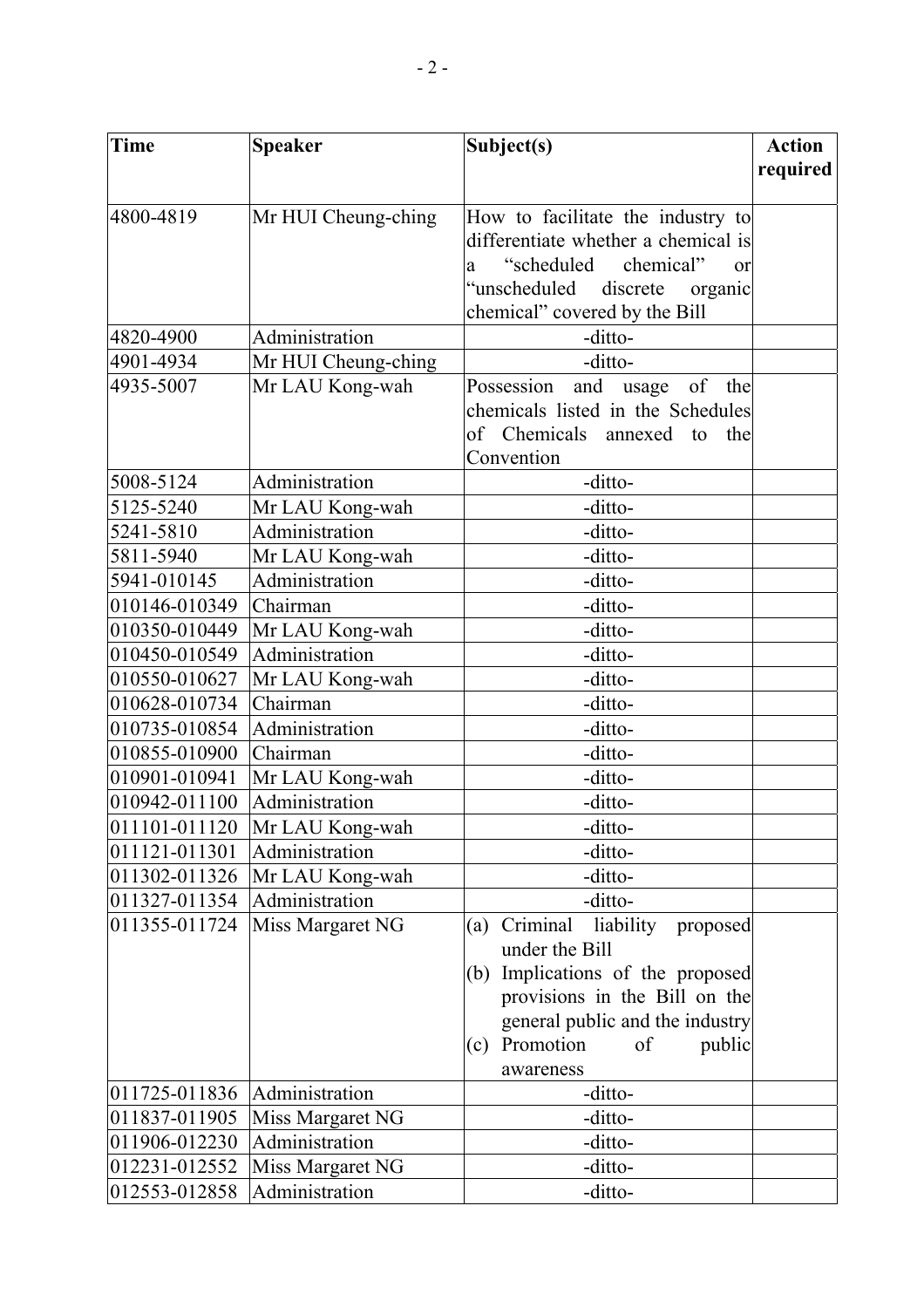| Time | Speaker | Subject(s) | Action required |
|---|---|---|---|
| 4800-4819 | Mr HUI Cheung-ching | How to facilitate the industry to differentiate whether a chemical is a "scheduled chemical" or "unscheduled discrete organic chemical" covered by the Bill | |
| 4820-4900 | Administration | -ditto- | |
| 4901-4934 | Mr HUI Cheung-ching | -ditto- | |
| 4935-5007 | Mr LAU Kong-wah | Possession and usage of the chemicals listed in the Schedules of Chemicals annexed to the Convention | |
| 5008-5124 | Administration | -ditto- | |
| 5125-5240 | Mr LAU Kong-wah | -ditto- | |
| 5241-5810 | Administration | -ditto- | |
| 5811-5940 | Mr LAU Kong-wah | -ditto- | |
| 5941-010145 | Administration | -ditto- | |
| 010146-010349 | Chairman | -ditto- | |
| 010350-010449 | Mr LAU Kong-wah | -ditto- | |
| 010450-010549 | Administration | -ditto- | |
| 010550-010627 | Mr LAU Kong-wah | -ditto- | |
| 010628-010734 | Chairman | -ditto- | |
| 010735-010854 | Administration | -ditto- | |
| 010855-010900 | Chairman | -ditto- | |
| 010901-010941 | Mr LAU Kong-wah | -ditto- | |
| 010942-011100 | Administration | -ditto- | |
| 011101-011120 | Mr LAU Kong-wah | -ditto- | |
| 011121-011301 | Administration | -ditto- | |
| 011302-011326 | Mr LAU Kong-wah | -ditto- | |
| 011327-011354 | Administration | -ditto- | |
| 011355-011724 | Miss Margaret NG | (a) Criminal liability proposed under the Bill<br>(b) Implications of the proposed provisions in the Bill on the general public and the industry<br>(c) Promotion of public awareness | |
| 011725-011836 | Administration | -ditto- | |
| 011837-011905 | Miss Margaret NG | -ditto- | |
| 011906-012230 | Administration | -ditto- | |
| 012231-012552 | Miss Margaret NG | -ditto- | |
| 012553-012858 | Administration | -ditto- | |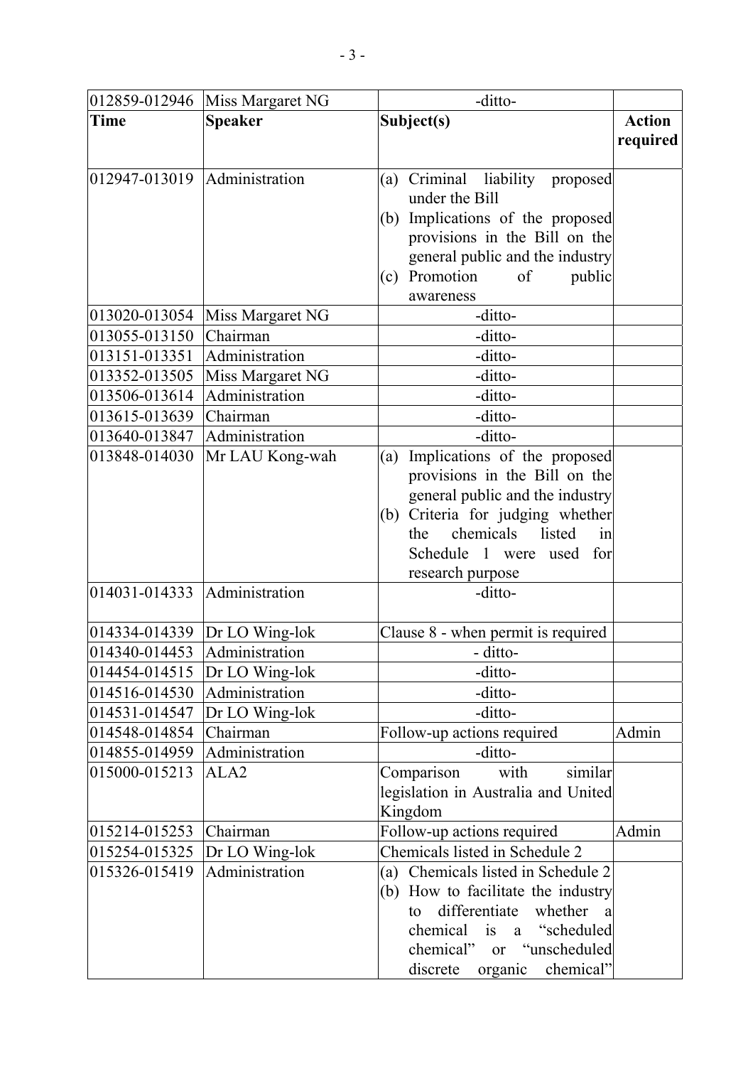| 012859-012946 | Miss Margaret NG | -ditto- | |
|---|---|---|---|
| **Time** | **Speaker** | **Subject(s)** | **Action required** |
| 012947-013019 | Administration | (a) Criminal liability proposed under the Bill<br>(b) Implications of the proposed provisions in the Bill on the general public and the industry<br>(c) Promotion of public awareness | |
| 013020-013054 | Miss Margaret NG | -ditto- | |
| 013055-013150 | Chairman | -ditto- | |
| 013151-013351 | Administration | -ditto- | |
| 013352-013505 | Miss Margaret NG | -ditto- | |
| 013506-013614 | Administration | -ditto- | |
| 013615-013639 | Chairman | -ditto- | |
| 013640-013847 | Administration | -ditto- | |
| 013848-014030 | Mr LAU Kong-wah | (a) Implications of the proposed provisions in the Bill on the general public and the industry<br>(b) Criteria for judging whether the chemicals listed in Schedule 1 were used for research purpose | |
| 014031-014333 | Administration | -ditto- | |
| 014334-014339 | Dr LO Wing-lok | Clause 8 - when permit is required | |
| 014340-014453 | Administration | - ditto- | |
| 014454-014515 | Dr LO Wing-lok | -ditto- | |
| 014516-014530 | Administration | -ditto- | |
| 014531-014547 | Dr LO Wing-lok | -ditto- | |
| 014548-014854 | Chairman | Follow-up actions required | Admin |
| 014855-014959 | Administration | -ditto- | |
| 015000-015213 | ALA2 | Comparison with similar legislation in Australia and United Kingdom | |
| 015214-015253 | Chairman | Follow-up actions required | Admin |
| 015254-015325 | Dr LO Wing-lok | Chemicals listed in Schedule 2 | |
| 015326-015419 | Administration | (a) Chemicals listed in Schedule 2<br>(b) How to facilitate the industry to differentiate whether a chemical is a "scheduled chemical" or "unscheduled discrete organic chemical" | |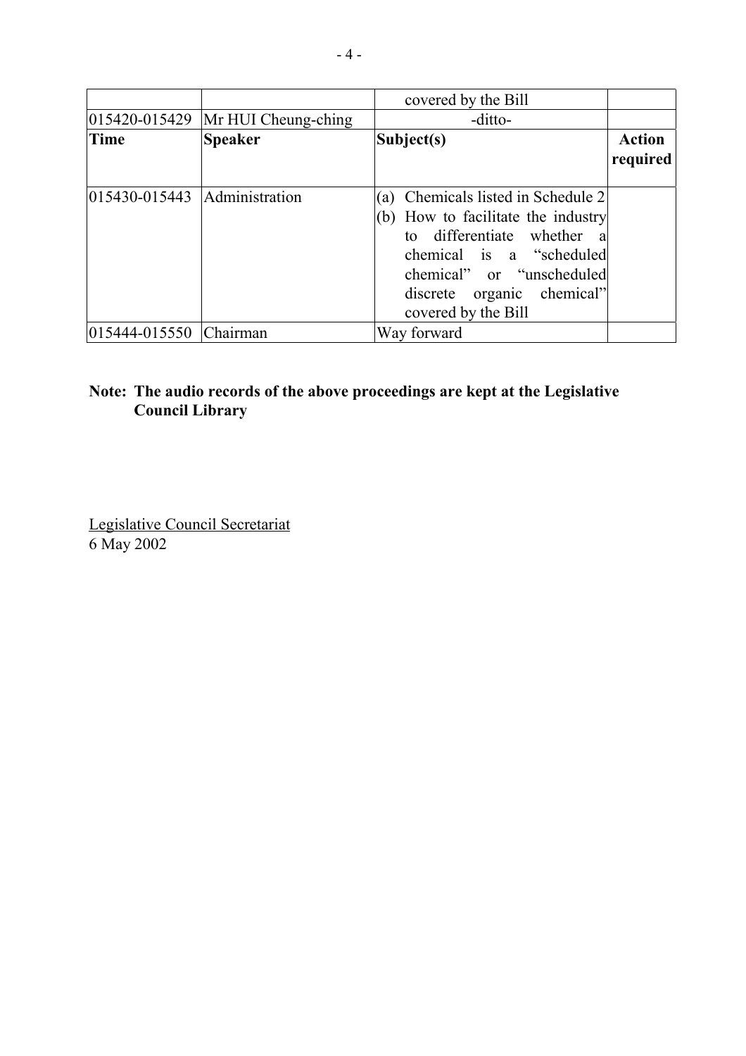| | | | |
|---|---|---|---|
| | | covered by the Bill | |
| 015420-015429 | Mr HUI Cheung-ching | -ditto- | |
| **Time** | **Speaker** | **Subject(s)** | **Action required** |
| 015430-015443 | Administration | (a) Chemicals listed in Schedule 2<br>(b) How to facilitate the industry to differentiate whether a chemical is a "scheduled chemical" or "unscheduled discrete organic chemical" covered by the Bill | |
| 015444-015550 | Chairman | Way forward | |

**Note: The audio records of the above proceedings are kept at the Legislative Council Library**

Legislative Council Secretariat
6 May 2002